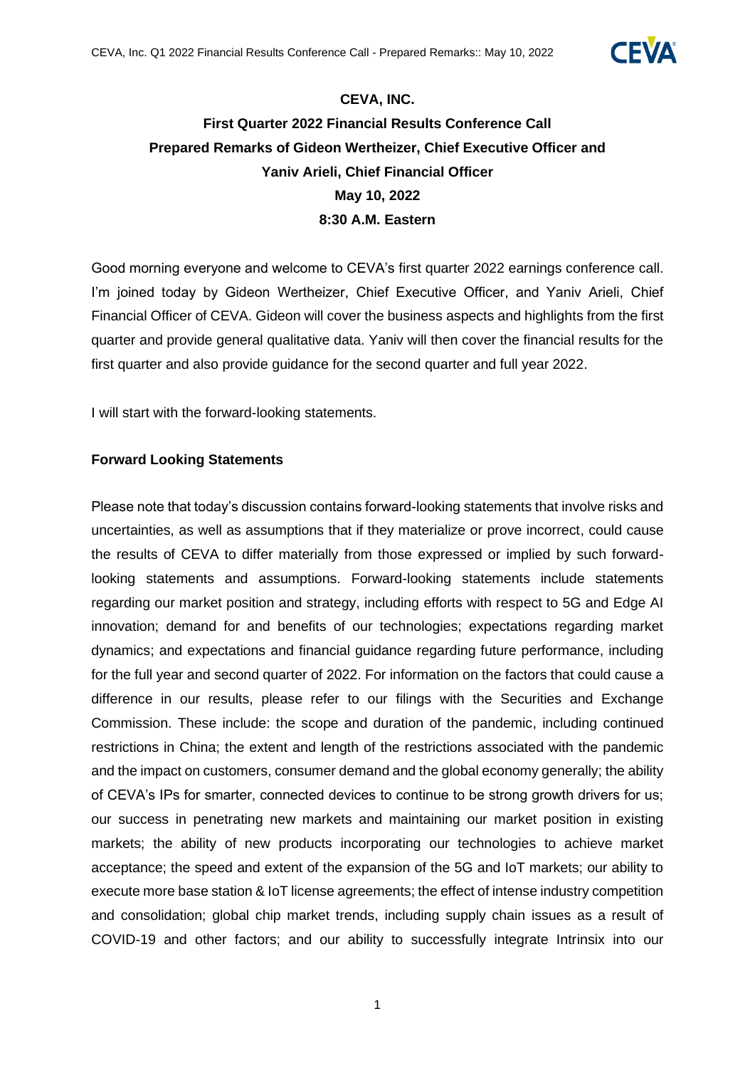**CEVA, INC.**

**First Quarter 2022 Financial Results Conference Call**

**Prepared Remarks of Gideon Wertheizer, Chief Executive Officer and Yaniv Arieli, Chief Financial Officer**

**May 10, 2022**

**8:30 A.M. Eastern**

Good morning everyone and welcome to CEVA's first quarter 2022 earnings conference call. I'm joined today by Gideon Wertheizer, Chief Executive Officer, and Yaniv Arieli, Chief Financial Officer of CEVA. Gideon will cover the business aspects and highlights from the first quarter and provide general qualitative data. Yaniv will then cover the financial results for the first quarter and also provide guidance for the second quarter and full year 2022.

I will start with the forward-looking statements.

**Forward Looking Statements**

Please note that today's discussion contains forward-looking statements that involve risks and uncertainties, as well as assumptions that if they materialize or prove incorrect, could cause the results of CEVA to differ materially from those expressed or implied by such forward-looking statements and assumptions. Forward-looking statements include statements regarding our market position and strategy, including efforts with respect to 5G and Edge AI innovation; demand for and benefits of our technologies; expectations regarding market dynamics; and expectations and financial guidance regarding future performance, including for the full year and second quarter of 2022. For information on the factors that could cause a difference in our results, please refer to our filings with the Securities and Exchange Commission. These include: the scope and duration of the pandemic, including continued restrictions in China; the extent and length of the restrictions associated with the pandemic and the impact on customers, consumer demand and the global economy generally; the ability of CEVA's IPs for smarter, connected devices to continue to be strong growth drivers for us; our success in penetrating new markets and maintaining our market position in existing markets; the ability of new products incorporating our technologies to achieve market acceptance; the speed and extent of the expansion of the 5G and IoT markets; our ability to execute more base station & IoT license agreements; the effect of intense industry competition and consolidation; global chip market trends, including supply chain issues as a result of COVID-19 and other factors; and our ability to successfully integrate Intrinsix into our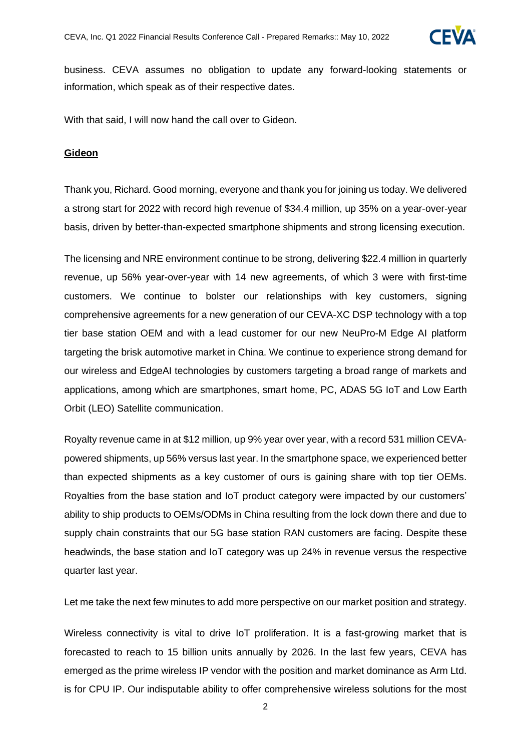business. CEVA assumes no obligation to update any forward-looking statements or information, which speak as of their respective dates.

With that said, I will now hand the call over to Gideon.

**Gideon**

Thank you, Richard. Good morning, everyone and thank you for joining us today. We delivered a strong start for 2022 with record high revenue of $34.4 million, up 35% on a year-over-year basis, driven by better-than-expected smartphone shipments and strong licensing execution.

The licensing and NRE environment continue to be strong, delivering $22.4 million in quarterly revenue, up 56% year-over-year with 14 new agreements, of which 3 were with first-time customers. We continue to bolster our relationships with key customers, signing comprehensive agreements for a new generation of our CEVA-XC DSP technology with a top tier base station OEM and with a lead customer for our new NeuPro-M Edge AI platform targeting the brisk automotive market in China. We continue to experience strong demand for our wireless and EdgeAI technologies by customers targeting a broad range of markets and applications, among which are smartphones, smart home, PC, ADAS 5G IoT and Low Earth Orbit (LEO) Satellite communication.

Royalty revenue came in at $12 million, up 9% year over year, with a record 531 million CEVA-powered shipments, up 56% versus last year. In the smartphone space, we experienced better than expected shipments as a key customer of ours is gaining share with top tier OEMs. Royalties from the base station and IoT product category were impacted by our customers' ability to ship products to OEMs/ODMs in China resulting from the lock down there and due to supply chain constraints that our 5G base station RAN customers are facing. Despite these headwinds, the base station and IoT category was up 24% in revenue versus the respective quarter last year.

Let me take the next few minutes to add more perspective on our market position and strategy.

Wireless connectivity is vital to drive IoT proliferation. It is a fast-growing market that is forecasted to reach to 15 billion units annually by 2026. In the last few years, CEVA has emerged as the prime wireless IP vendor with the position and market dominance as Arm Ltd. is for CPU IP. Our indisputable ability to offer comprehensive wireless solutions for the most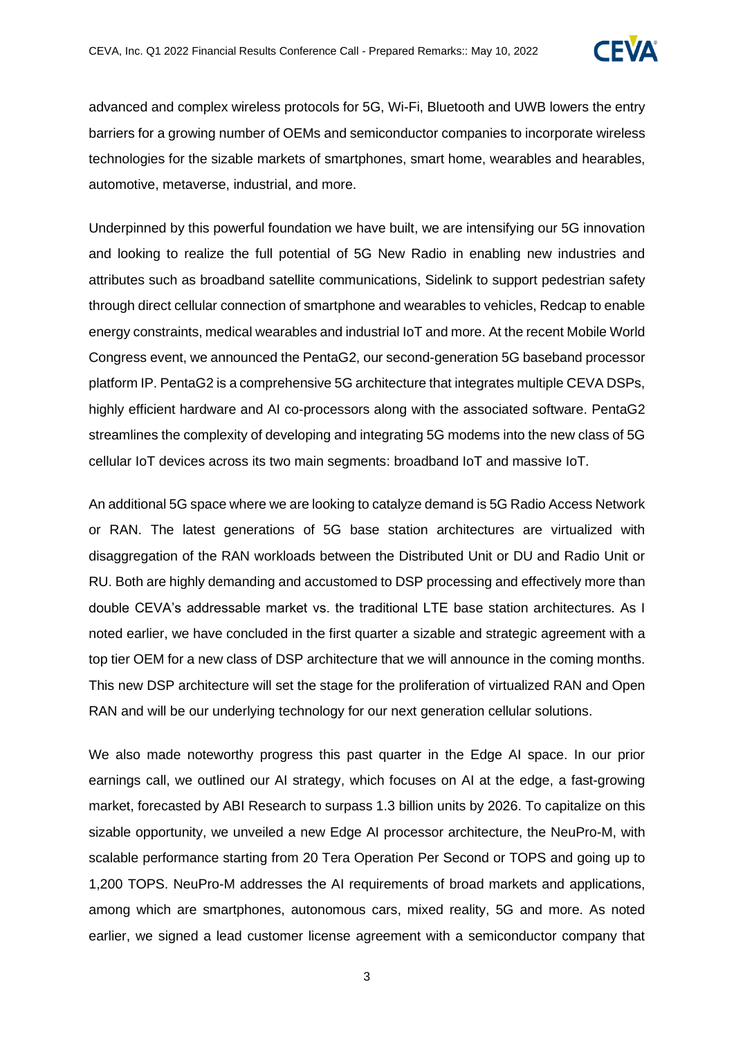advanced and complex wireless protocols for 5G, Wi-Fi, Bluetooth and UWB lowers the entry barriers for a growing number of OEMs and semiconductor companies to incorporate wireless technologies for the sizable markets of smartphones, smart home, wearables and hearables, automotive, metaverse, industrial, and more.

Underpinned by this powerful foundation we have built, we are intensifying our 5G innovation and looking to realize the full potential of 5G New Radio in enabling new industries and attributes such as broadband satellite communications, Sidelink to support pedestrian safety through direct cellular connection of smartphone and wearables to vehicles, Redcap to enable energy constraints, medical wearables and industrial IoT and more. At the recent Mobile World Congress event, we announced the PentaG2, our second-generation 5G baseband processor platform IP. PentaG2 is a comprehensive 5G architecture that integrates multiple CEVA DSPs, highly efficient hardware and AI co-processors along with the associated software. PentaG2 streamlines the complexity of developing and integrating 5G modems into the new class of 5G cellular IoT devices across its two main segments: broadband IoT and massive IoT.

An additional 5G space where we are looking to catalyze demand is 5G Radio Access Network or RAN. The latest generations of 5G base station architectures are virtualized with disaggregation of the RAN workloads between the Distributed Unit or DU and Radio Unit or RU. Both are highly demanding and accustomed to DSP processing and effectively more than double CEVA's addressable market vs. the traditional LTE base station architectures. As I noted earlier, we have concluded in the first quarter a sizable and strategic agreement with a top tier OEM for a new class of DSP architecture that we will announce in the coming months. This new DSP architecture will set the stage for the proliferation of virtualized RAN and Open RAN and will be our underlying technology for our next generation cellular solutions.

We also made noteworthy progress this past quarter in the Edge AI space. In our prior earnings call, we outlined our AI strategy, which focuses on AI at the edge, a fast-growing market, forecasted by ABI Research to surpass 1.3 billion units by 2026. To capitalize on this sizable opportunity, we unveiled a new Edge AI processor architecture, the NeuPro-M, with scalable performance starting from 20 Tera Operation Per Second or TOPS and going up to 1,200 TOPS. NeuPro-M addresses the AI requirements of broad markets and applications, among which are smartphones, autonomous cars, mixed reality, 5G and more. As noted earlier, we signed a lead customer license agreement with a semiconductor company that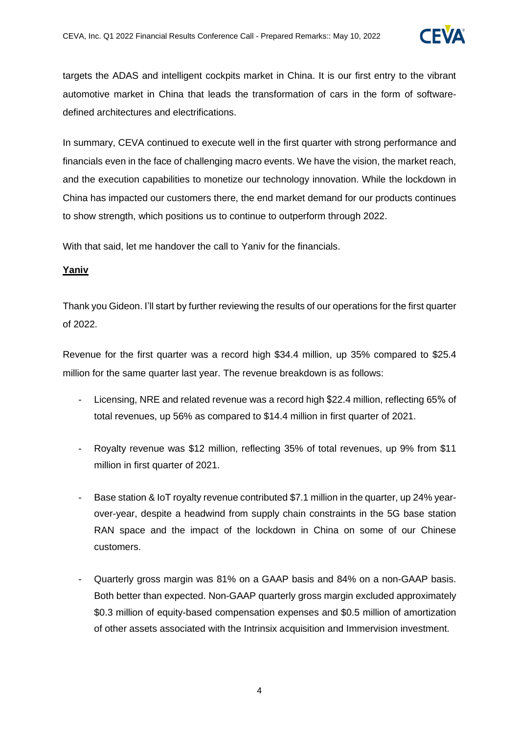targets the ADAS and intelligent cockpits market in China. It is our first entry to the vibrant automotive market in China that leads the transformation of cars in the form of software-defined architectures and electrifications.

In summary, CEVA continued to execute well in the first quarter with strong performance and financials even in the face of challenging macro events. We have the vision, the market reach, and the execution capabilities to monetize our technology innovation. While the lockdown in China has impacted our customers there, the end market demand for our products continues to show strength, which positions us to continue to outperform through 2022.

With that said, let me handover the call to Yaniv for the financials.

**<u>Yaniv</u>**

Thank you Gideon. I'll start by further reviewing the results of our operations for the first quarter of 2022.

Revenue for the first quarter was a record high $34.4 million, up 35% compared to $25.4 million for the same quarter last year. The revenue breakdown is as follows:

- Licensing, NRE and related revenue was a record high $22.4 million, reflecting 65% of total revenues, up 56% as compared to $14.4 million in first quarter of 2021.

- Royalty revenue was $12 million, reflecting 35% of total revenues, up 9% from $11 million in first quarter of 2021.

- Base station & IoT royalty revenue contributed $7.1 million in the quarter, up 24% year-over-year, despite a headwind from supply chain constraints in the 5G base station RAN space and the impact of the lockdown in China on some of our Chinese customers.

- Quarterly gross margin was 81% on a GAAP basis and 84% on a non-GAAP basis. Both better than expected. Non-GAAP quarterly gross margin excluded approximately $0.3 million of equity-based compensation expenses and $0.5 million of amortization of other assets associated with the Intrinsix acquisition and Immervision investment.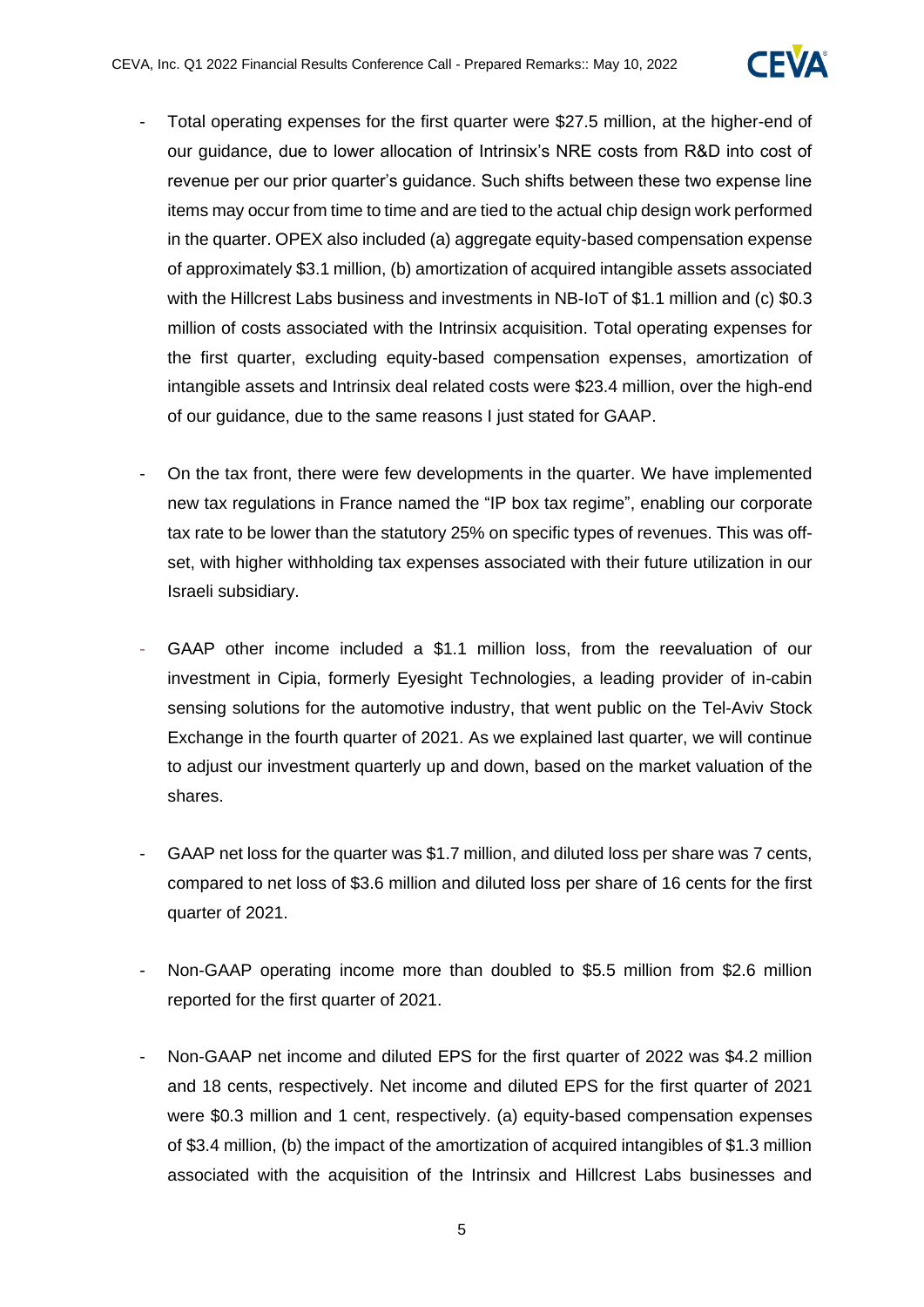- Total operating expenses for the first quarter were $27.5 million, at the higher-end of our guidance, due to lower allocation of Intrinsix's NRE costs from R&D into cost of revenue per our prior quarter's guidance. Such shifts between these two expense line items may occur from time to time and are tied to the actual chip design work performed in the quarter. OPEX also included (a) aggregate equity-based compensation expense of approximately $3.1 million, (b) amortization of acquired intangible assets associated with the Hillcrest Labs business and investments in NB-IoT of $1.1 million and (c) $0.3 million of costs associated with the Intrinsix acquisition. Total operating expenses for the first quarter, excluding equity-based compensation expenses, amortization of intangible assets and Intrinsix deal related costs were $23.4 million, over the high-end of our guidance, due to the same reasons I just stated for GAAP.

- On the tax front, there were few developments in the quarter. We have implemented new tax regulations in France named the "IP box tax regime", enabling our corporate tax rate to be lower than the statutory 25% on specific types of revenues. This was off-set, with higher withholding tax expenses associated with their future utilization in our Israeli subsidiary.

- GAAP other income included a $1.1 million loss, from the reevaluation of our investment in Cipia, formerly Eyesight Technologies, a leading provider of in-cabin sensing solutions for the automotive industry, that went public on the Tel-Aviv Stock Exchange in the fourth quarter of 2021. As we explained last quarter, we will continue to adjust our investment quarterly up and down, based on the market valuation of the shares.

- GAAP net loss for the quarter was $1.7 million, and diluted loss per share was 7 cents, compared to net loss of $3.6 million and diluted loss per share of 16 cents for the first quarter of 2021.

- Non-GAAP operating income more than doubled to $5.5 million from $2.6 million reported for the first quarter of 2021.

- Non-GAAP net income and diluted EPS for the first quarter of 2022 was $4.2 million and 18 cents, respectively. Net income and diluted EPS for the first quarter of 2021 were $0.3 million and 1 cent, respectively. (a) equity-based compensation expenses of $3.4 million, (b) the impact of the amortization of acquired intangibles of $1.3 million associated with the acquisition of the Intrinsix and Hillcrest Labs businesses and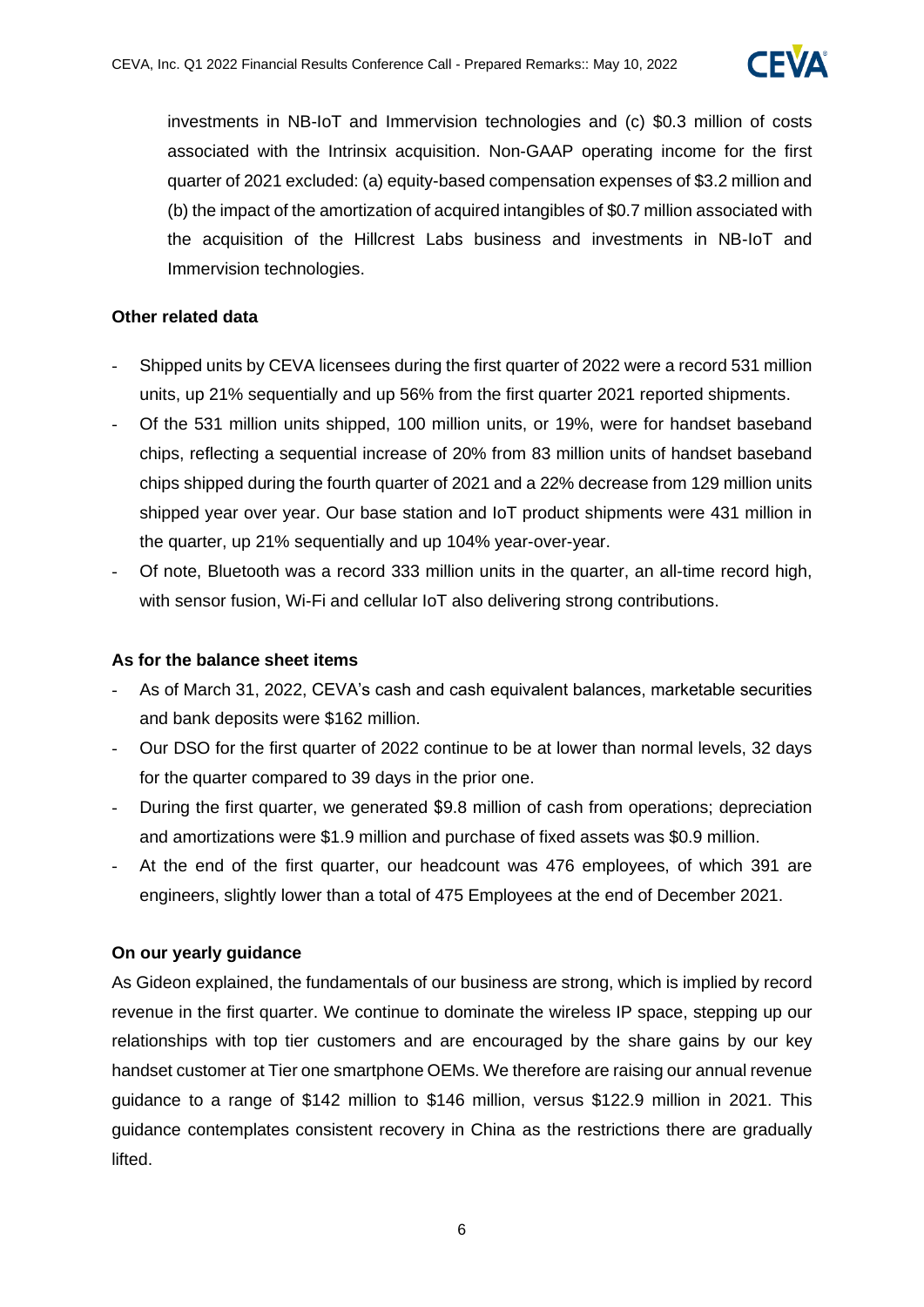investments in NB-IoT and Immervision technologies and (c) $0.3 million of costs associated with the Intrinsix acquisition. Non-GAAP operating income for the first quarter of 2021 excluded: (a) equity-based compensation expenses of $3.2 million and (b) the impact of the amortization of acquired intangibles of $0.7 million associated with the acquisition of the Hillcrest Labs business and investments in NB-IoT and Immervision technologies.

**Other related data**

- Shipped units by CEVA licensees during the first quarter of 2022 were a record 531 million units, up 21% sequentially and up 56% from the first quarter 2021 reported shipments.
- Of the 531 million units shipped, 100 million units, or 19%, were for handset baseband chips, reflecting a sequential increase of 20% from 83 million units of handset baseband chips shipped during the fourth quarter of 2021 and a 22% decrease from 129 million units shipped year over year. Our base station and IoT product shipments were 431 million in the quarter, up 21% sequentially and up 104% year-over-year.
- Of note, Bluetooth was a record 333 million units in the quarter, an all-time record high, with sensor fusion, Wi-Fi and cellular IoT also delivering strong contributions.

**As for the balance sheet items**

- As of March 31, 2022, CEVA's cash and cash equivalent balances, marketable securities and bank deposits were $162 million.
- Our DSO for the first quarter of 2022 continue to be at lower than normal levels, 32 days for the quarter compared to 39 days in the prior one.
- During the first quarter, we generated $9.8 million of cash from operations; depreciation and amortizations were $1.9 million and purchase of fixed assets was $0.9 million.
- At the end of the first quarter, our headcount was 476 employees, of which 391 are engineers, slightly lower than a total of 475 Employees at the end of December 2021.

**On our yearly guidance**

As Gideon explained, the fundamentals of our business are strong, which is implied by record revenue in the first quarter. We continue to dominate the wireless IP space, stepping up our relationships with top tier customers and are encouraged by the share gains by our key handset customer at Tier one smartphone OEMs. We therefore are raising our annual revenue guidance to a range of $142 million to $146 million, versus $122.9 million in 2021. This guidance contemplates consistent recovery in China as the restrictions there are gradually lifted.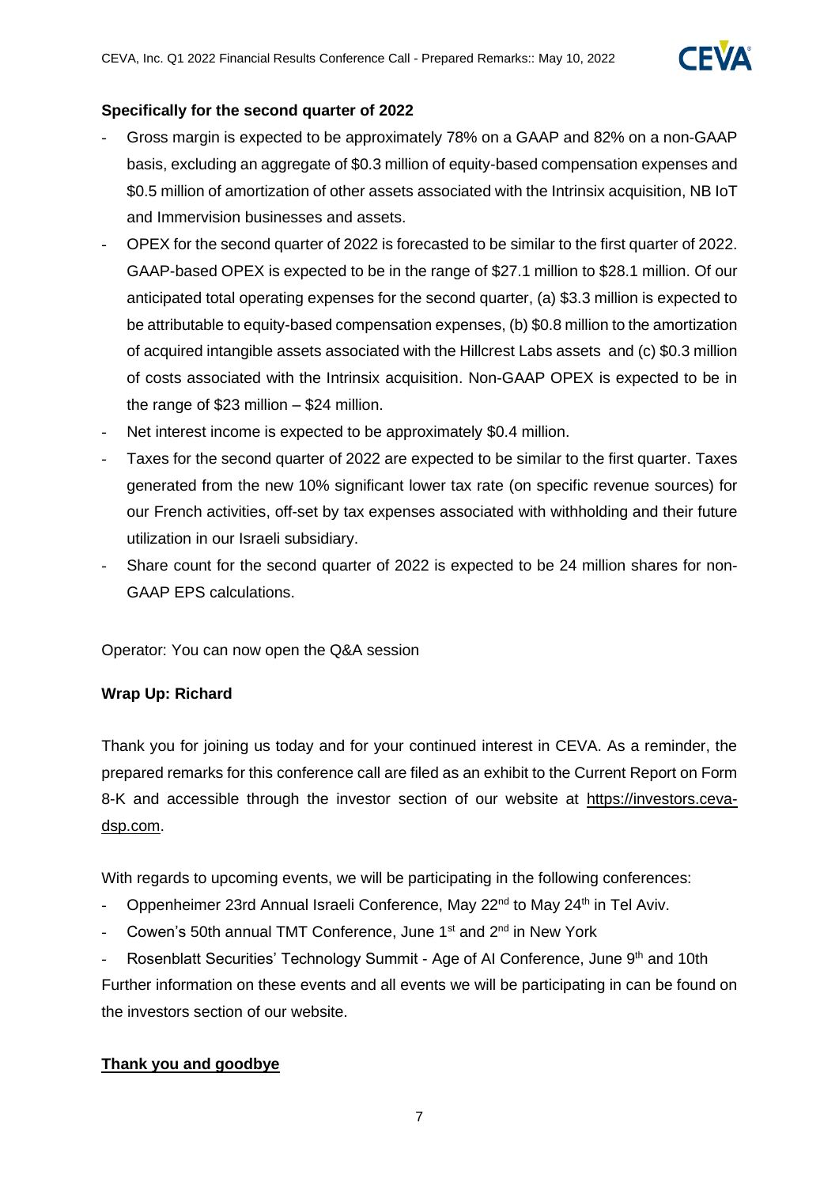**Specifically for the second quarter of 2022**

- Gross margin is expected to be approximately 78% on a GAAP and 82% on a non-GAAP basis, excluding an aggregate of $0.3 million of equity-based compensation expenses and $0.5 million of amortization of other assets associated with the Intrinsix acquisition, NB IoT and Immervision businesses and assets.
- OPEX for the second quarter of 2022 is forecasted to be similar to the first quarter of 2022. GAAP-based OPEX is expected to be in the range of $27.1 million to $28.1 million. Of our anticipated total operating expenses for the second quarter, (a) $3.3 million is expected to be attributable to equity-based compensation expenses, (b) $0.8 million to the amortization of acquired intangible assets associated with the Hillcrest Labs assets and (c) $0.3 million of costs associated with the Intrinsix acquisition. Non-GAAP OPEX is expected to be in the range of $23 million – $24 million.
- Net interest income is expected to be approximately $0.4 million.
- Taxes for the second quarter of 2022 are expected to be similar to the first quarter. Taxes generated from the new 10% significant lower tax rate (on specific revenue sources) for our French activities, off-set by tax expenses associated with withholding and their future utilization in our Israeli subsidiary.
- Share count for the second quarter of 2022 is expected to be 24 million shares for non-GAAP EPS calculations.

Operator: You can now open the Q&A session

**Wrap Up: Richard**

Thank you for joining us today and for your continued interest in CEVA. As a reminder, the prepared remarks for this conference call are filed as an exhibit to the Current Report on Form 8-K and accessible through the investor section of our website at https://investors.ceva-dsp.com.

With regards to upcoming events, we will be participating in the following conferences:

- Oppenheimer 23rd Annual Israeli Conference, May 22nd to May 24th in Tel Aviv.
- Cowen's 50th annual TMT Conference, June 1st and 2nd in New York
- Rosenblatt Securities' Technology Summit - Age of AI Conference, June 9th and 10th

Further information on these events and all events we will be participating in can be found on the investors section of our website.

**Thank you and goodbye**